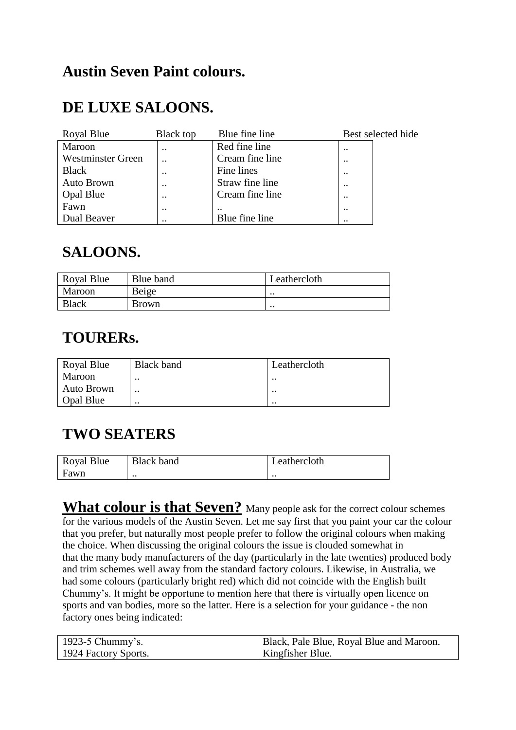# Austin Seven Paint colours.

## DE LUXE SALOONS.

| Royal Blue | Black top | Blue fine line | Best selected hide |
|---|---|---|---|
| Maroon | .. | Red fine line | .. |
| Westminster Green | .. | Cream fine line | .. |
| Black | .. | Fine lines | .. |
| Auto Brown | .. | Straw fine line | .. |
| Opal Blue | .. | Cream fine line | .. |
| Fawn | .. | .. | .. |
| Dual Beaver | .. | Blue fine line | .. |

## SALOONS.

| | | |
|---|---|---|
| Royal Blue | Blue band | Leathercloth |
| Maroon | Beige | .. |
| Black | Brown | .. |

## TOURERs.

| | | |
|---|---|---|
| Royal Blue | Black band | Leathercloth |
| Maroon | .. | .. |
| Auto Brown | .. | .. |
| Opal Blue | .. | .. |

## TWO SEATERS

| | | |
|---|---|---|
| Royal Blue | Black band | Leathercloth |
| Fawn | .. | .. |

**What colour is that Seven?** Many people ask for the correct colour schemes for the various models of the Austin Seven. Let me say first that you paint your car the colour that you prefer, but naturally most people prefer to follow the original colours when making the choice. When discussing the original colours the issue is clouded somewhat in that the many body manufacturers of the day (particularly in the late twenties) produced body and trim schemes well away from the standard factory colours. Likewise, in Australia, we had some colours (particularly bright red) which did not coincide with the English built Chummy's. It might be opportune to mention here that there is virtually open licence on sports and van bodies, more so the latter. Here is a selection for your guidance - the non factory ones being indicated:

| | |
|---|---|
| 1923-5 Chummy's. | Black, Pale Blue, Royal Blue and Maroon. |
| 1924 Factory Sports. | Kingfisher Blue. |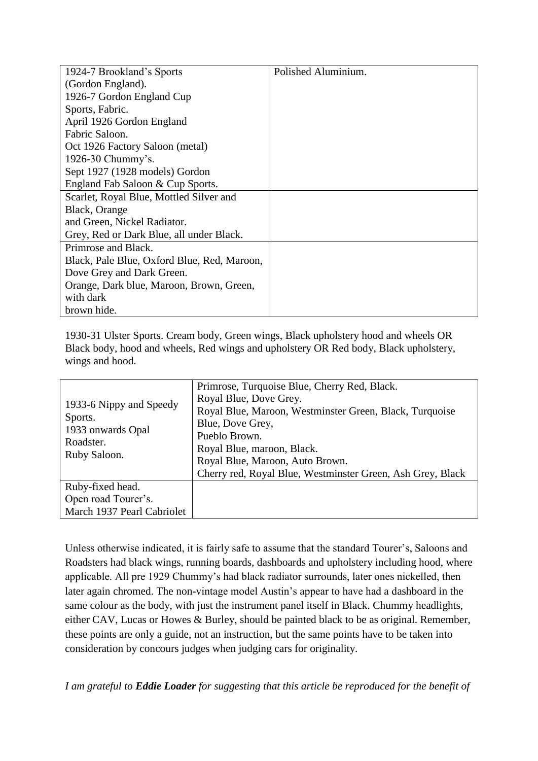| | |
|---|---|
| 1924-7 Brookland's Sports (Gordon England). 1926-7 Gordon England Cup Sports, Fabric. April 1926 Gordon England Fabric Saloon. Oct 1926 Factory Saloon (metal) 1926-30 Chummy's. Sept 1927 (1928 models) Gordon England Fab Saloon & Cup Sports. | Polished Aluminium. |
| Scarlet, Royal Blue, Mottled Silver and Black, Orange and Green, Nickel Radiator. Grey, Red or Dark Blue, all under Black. | |
| Primrose and Black. Black, Pale Blue, Oxford Blue, Red, Maroon, Dove Grey and Dark Green. Orange, Dark blue, Maroon, Brown, Green, with dark brown hide. | |

1930-31 Ulster Sports. Cream body, Green wings, Black upholstery hood and wheels OR Black body, hood and wheels, Red wings and upholstery OR Red body, Black upholstery, wings and hood.

| | |
|---|---|
| 1933-6 Nippy and Speedy Sports. 1933 onwards Opal Roadster. Ruby Saloon. | Primrose, Turquoise Blue, Cherry Red, Black. Royal Blue, Dove Grey. Royal Blue, Maroon, Westminster Green, Black, Turquoise Blue, Dove Grey, Pueblo Brown. Royal Blue, maroon, Black. Royal Blue, Maroon, Auto Brown. Cherry red, Royal Blue, Westminster Green, Ash Grey, Black |
| Ruby-fixed head. Open road Tourer's. March 1937 Pearl Cabriolet | |

Unless otherwise indicated, it is fairly safe to assume that the standard Tourer's, Saloons and Roadsters had black wings, running boards, dashboards and upholstery including hood, where applicable. All pre 1929 Chummy's had black radiator surrounds, later ones nickelled, then later again chromed. The non-vintage model Austin's appear to have had a dashboard in the same colour as the body, with just the instrument panel itself in Black. Chummy headlights, either CAV, Lucas or Howes & Burley, should be painted black to be as original. Remember, these points are only a guide, not an instruction, but the same points have to be taken into consideration by concours judges when judging cars for originality.

*I am grateful to **Eddie Loader** for suggesting that this article be reproduced for the benefit of*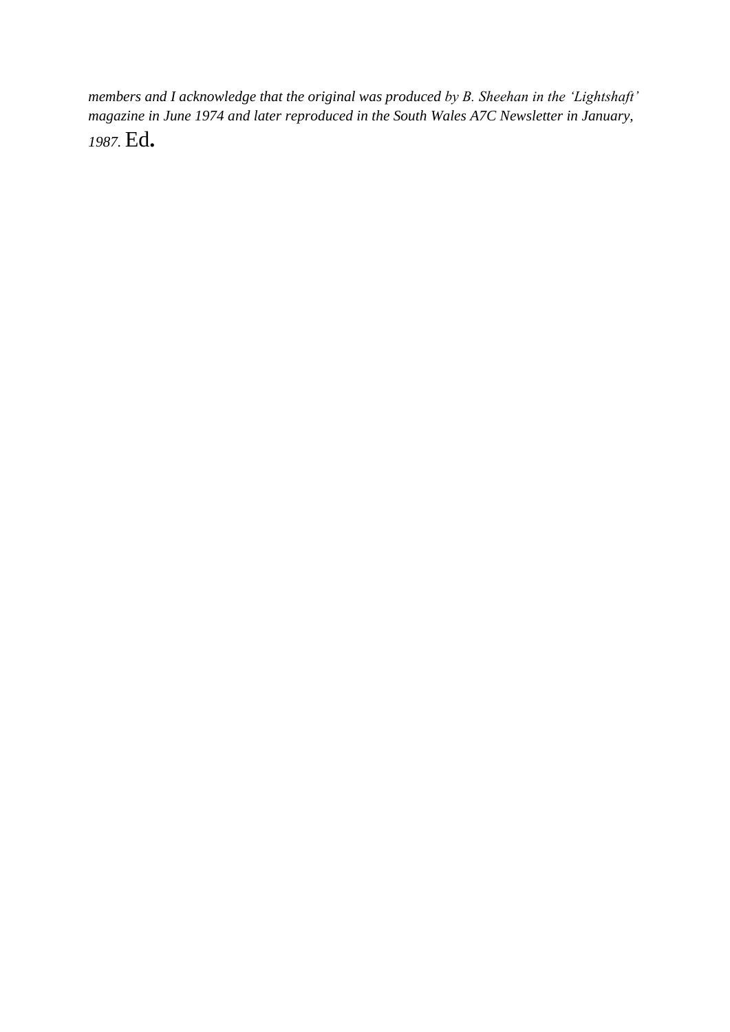*members and I acknowledge that the original was produced by B. Sheehan in the 'Lightshaft' magazine in June 1974 and later reproduced in the South Wales A7C Newsletter in January, 1987.* Ed.